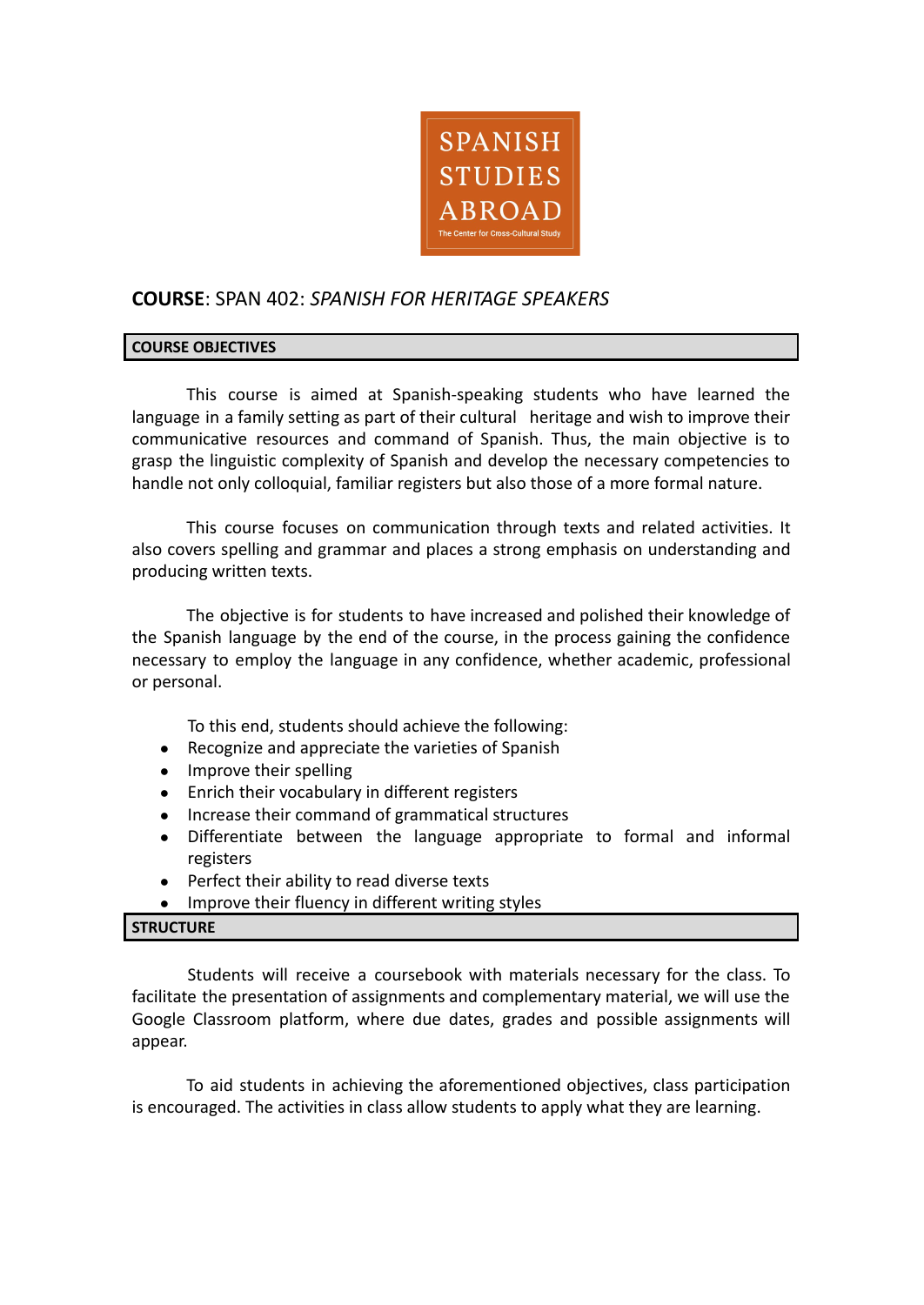SPANISH STUDIES ABROAD

The Center for Cross-Cultural Study

**COURSE**: SPAN 402: *SPANISH FOR HERITAGE SPEAKERS*

## COURSE OBJECTIVES

This course is aimed at Spanish-speaking students who have learned the language in a family setting as part of their cultural heritage and wish to improve their communicative resources and command of Spanish. Thus, the main objective is to grasp the linguistic complexity of Spanish and develop the necessary competencies to handle not only colloquial, familiar registers but also those of a more formal nature.

This course focuses on communication through texts and related activities. It also covers spelling and grammar and places a strong emphasis on understanding and producing written texts.

The objective is for students to have increased and polished their knowledge of the Spanish language by the end of the course, in the process gaining the confidence necessary to employ the language in any confidence, whether academic, professional or personal.

To this end, students should achieve the following:

- Recognize and appreciate the varieties of Spanish
- Improve their spelling
- Enrich their vocabulary in different registers
- Increase their command of grammatical structures
- Differentiate between the language appropriate to formal and informal registers
- Perfect their ability to read diverse texts
- Improve their fluency in different writing styles

## STRUCTURE

Students will receive a coursebook with materials necessary for the class. To facilitate the presentation of assignments and complementary material, we will use the Google Classroom platform, where due dates, grades and possible assignments will appear.

To aid students in achieving the aforementioned objectives, class participation is encouraged. The activities in class allow students to apply what they are learning.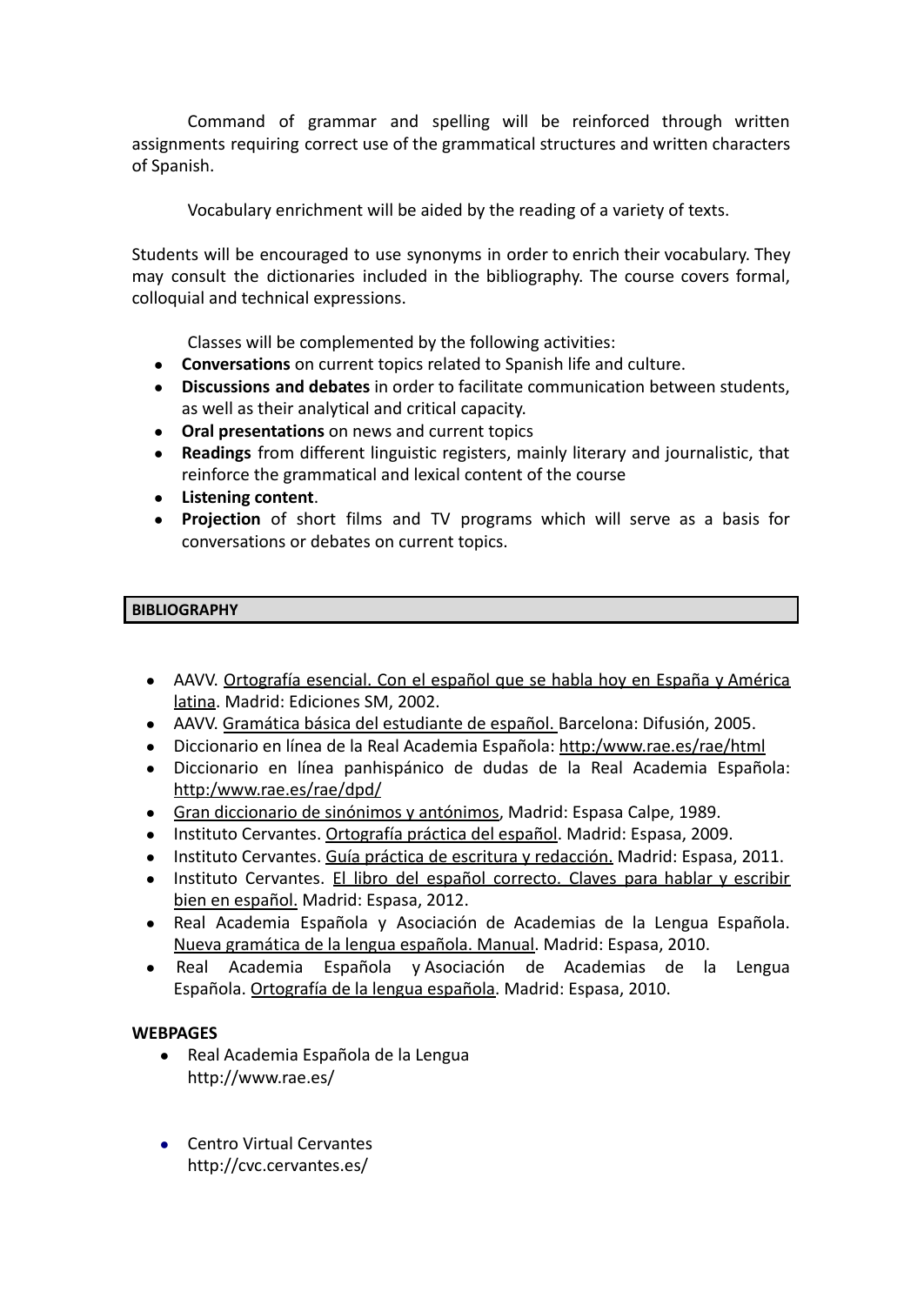Command of grammar and spelling will be reinforced through written assignments requiring correct use of the grammatical structures and written characters of Spanish.

Vocabulary enrichment will be aided by the reading of a variety of texts.

Students will be encouraged to use synonyms in order to enrich their vocabulary. They may consult the dictionaries included in the bibliography. The course covers formal, colloquial and technical expressions.

Classes will be complemented by the following activities:

- **Conversations** on current topics related to Spanish life and culture.
- **Discussions and debates** in order to facilitate communication between students, as well as their analytical and critical capacity.
- **Oral presentations** on news and current topics
- **Readings** from different linguistic registers, mainly literary and journalistic, that reinforce the grammatical and lexical content of the course
- **Listening content**.
- **Projection** of short films and TV programs which will serve as a basis for conversations or debates on current topics.

**BIBLIOGRAPHY**

- AAVV. Ortografía esencial. Con el español que se habla hoy en España y América latina. Madrid: Ediciones SM, 2002.
- AAVV. Gramática básica del estudiante de español. Barcelona: Difusión, 2005.
- Diccionario en línea de la Real Academia Española: http:/www.rae.es/rae/html
- Diccionario en línea panhispánico de dudas de la Real Academia Española: http:/www.rae.es/rae/dpd/
- Gran diccionario de sinónimos y antónimos, Madrid: Espasa Calpe, 1989.
- Instituto Cervantes. Ortografía práctica del español. Madrid: Espasa, 2009.
- Instituto Cervantes. Guía práctica de escritura y redacción. Madrid: Espasa, 2011.
- Instituto Cervantes. El libro del español correcto. Claves para hablar y escribir bien en español. Madrid: Espasa, 2012.
- Real Academia Española y Asociación de Academias de la Lengua Española. Nueva gramática de la lengua española. Manual. Madrid: Espasa, 2010.
- Real Academia Española y Asociación de Academias de la Lengua Española. Ortografía de la lengua española. Madrid: Espasa, 2010.

**WEBPAGES**

- Real Academia Española de la Lengua
  http://www.rae.es/
- Centro Virtual Cervantes
  http://cvc.cervantes.es/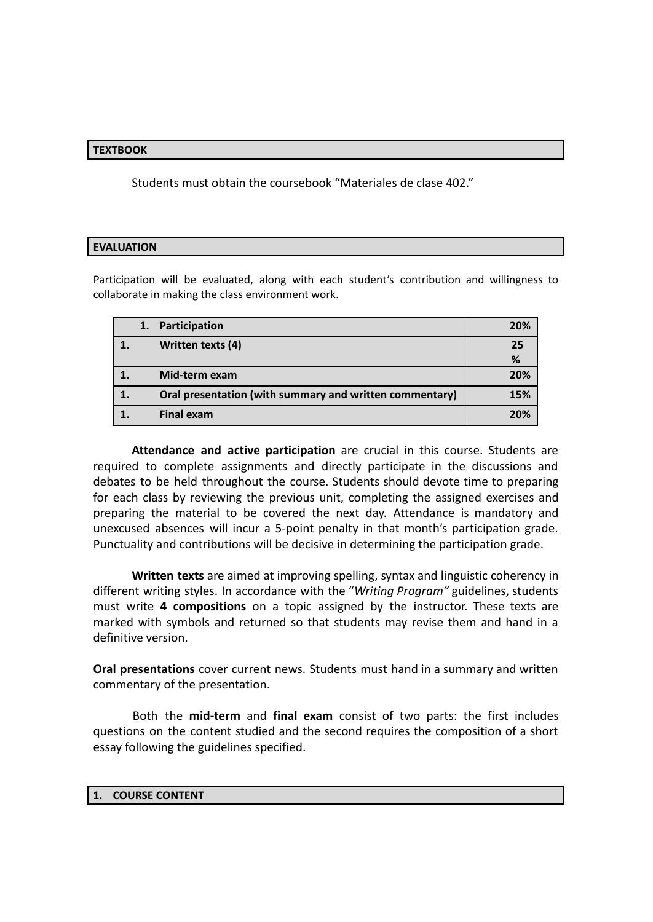## TEXTBOOK

Students must obtain the coursebook "Materiales de clase 402."

## EVALUATION

Participation will be evaluated, along with each student's contribution and willingness to collaborate in making the class environment work.

| | | |
|---|---|---|
| 1. | **Participation** | **20%** |
| 1. | **Written texts (4)** | **25 %** |
| 1. | **Mid-term exam** | **20%** |
| 1. | **Oral presentation (with summary and written commentary)** | **15%** |
| 1. | **Final exam** | **20%** |

**Attendance and active participation** are crucial in this course. Students are required to complete assignments and directly participate in the discussions and debates to be held throughout the course. Students should devote time to preparing for each class by reviewing the previous unit, completing the assigned exercises and preparing the material to be covered the next day. Attendance is mandatory and unexcused absences will incur a 5-point penalty in that month's participation grade. Punctuality and contributions will be decisive in determining the participation grade.

**Written texts** are aimed at improving spelling, syntax and linguistic coherency in different writing styles. In accordance with the "*Writing Program"* guidelines, students must write **4 compositions** on a topic assigned by the instructor. These texts are marked with symbols and returned so that students may revise them and hand in a definitive version.

**Oral presentations** cover current news. Students must hand in a summary and written commentary of the presentation.

Both the **mid-term** and **final exam** consist of two parts: the first includes questions on the content studied and the second requires the composition of a short essay following the guidelines specified.

## 1. COURSE CONTENT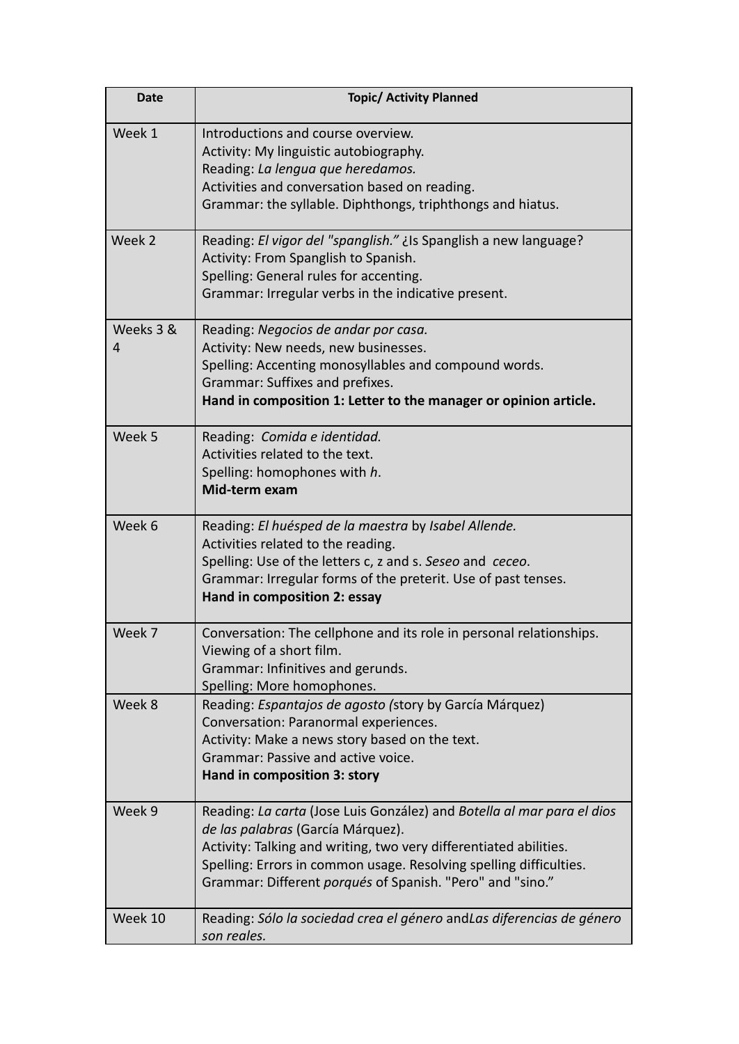| Date | Topic/ Activity Planned |
| --- | --- |
| Week 1 | Introductions and course overview.<br>Activity: My linguistic autobiography.<br>Reading: *La lengua que heredamos.*<br>Activities and conversation based on reading.<br>Grammar: the syllable. Diphthongs, triphthongs and hiatus. |
| Week 2 | Reading: *El vigor del "spanglish."* ¿Is Spanglish a new language?<br>Activity: From Spanglish to Spanish.<br>Spelling: General rules for accenting.<br>Grammar: Irregular verbs in the indicative present. |
| Weeks 3 & 4 | Reading: *Negocios de andar por casa.*<br>Activity: New needs, new businesses.<br>Spelling: Accenting monosyllables and compound words.<br>Grammar: Suffixes and prefixes.<br>**Hand in composition 1: Letter to the manager or opinion article.** |
| Week 5 | Reading: *Comida e identidad.*<br>Activities related to the text.<br>Spelling: homophones with *h*.<br>**Mid-term exam** |
| Week 6 | Reading: *El huésped de la maestra* by *Isabel Allende.*<br>Activities related to the reading.<br>Spelling: Use of the letters c, z and s. *Seseo* and *ceceo*.<br>Grammar: Irregular forms of the preterit. Use of past tenses.<br>**Hand in composition 2: essay** |
| Week 7 | Conversation: The cellphone and its role in personal relationships.<br>Viewing of a short film.<br>Grammar: Infinitives and gerunds.<br>Spelling: More homophones. |
| Week 8 | Reading: *Espantajos de agosto (*story by García Márquez)<br>Conversation: Paranormal experiences.<br>Activity: Make a news story based on the text.<br>Grammar: Passive and active voice.<br>**Hand in composition 3: story** |
| Week 9 | Reading: *La carta* (Jose Luis González) and *Botella al mar para el dios de las palabras* (García Márquez).<br>Activity: Talking and writing, two very differentiated abilities.<br>Spelling: Errors in common usage. Resolving spelling difficulties.<br>Grammar: Different *porqués* of Spanish. "Pero" and "sino." |
| Week 10 | Reading: *Sólo la sociedad crea el género* and*Las diferencias de género son reales.* |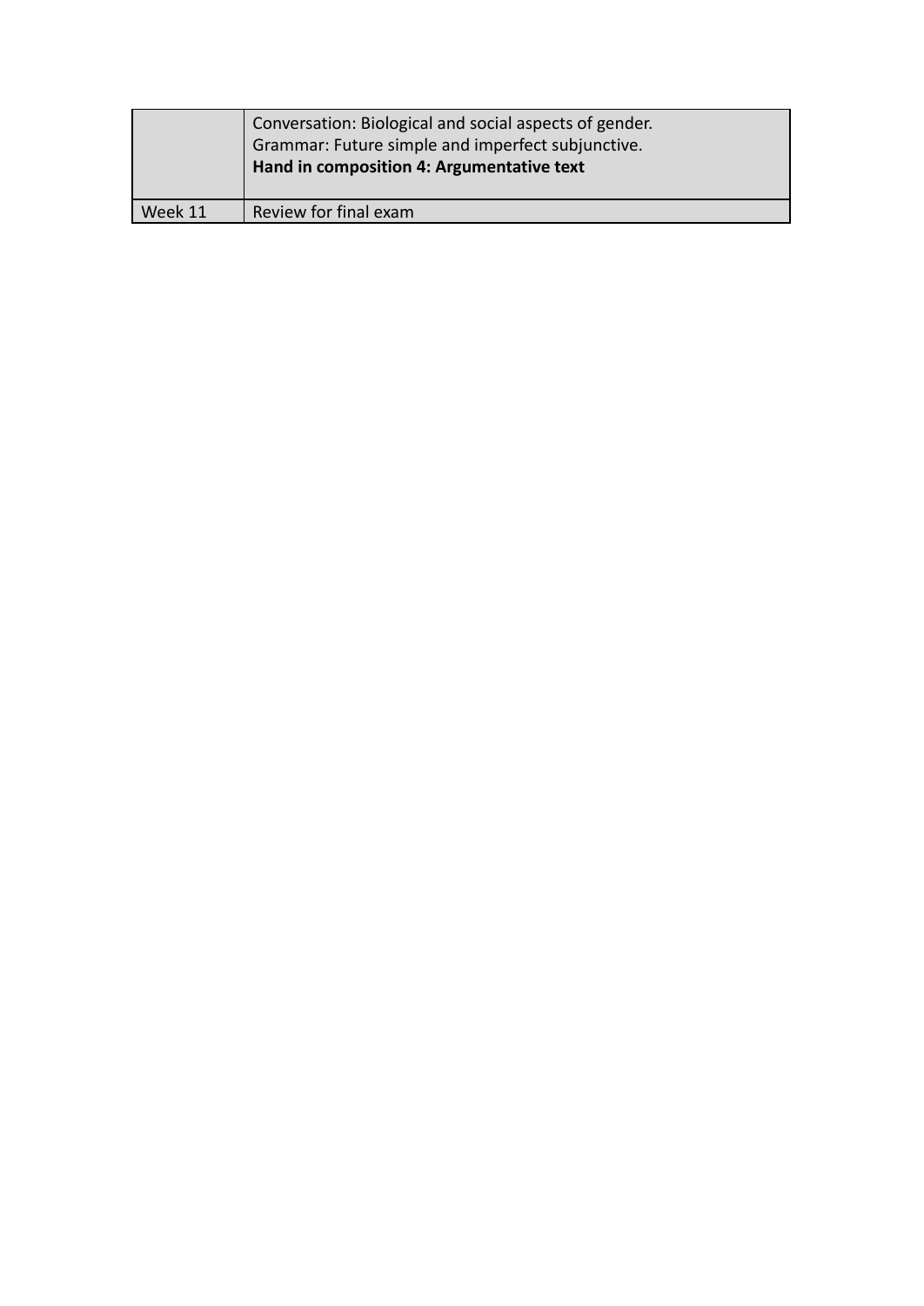| | |
|---|---|
| | Conversation: Biological and social aspects of gender.<br>Grammar: Future simple and imperfect subjunctive.<br>**Hand in composition 4: Argumentative text** |
| Week 11 | Review for final exam |